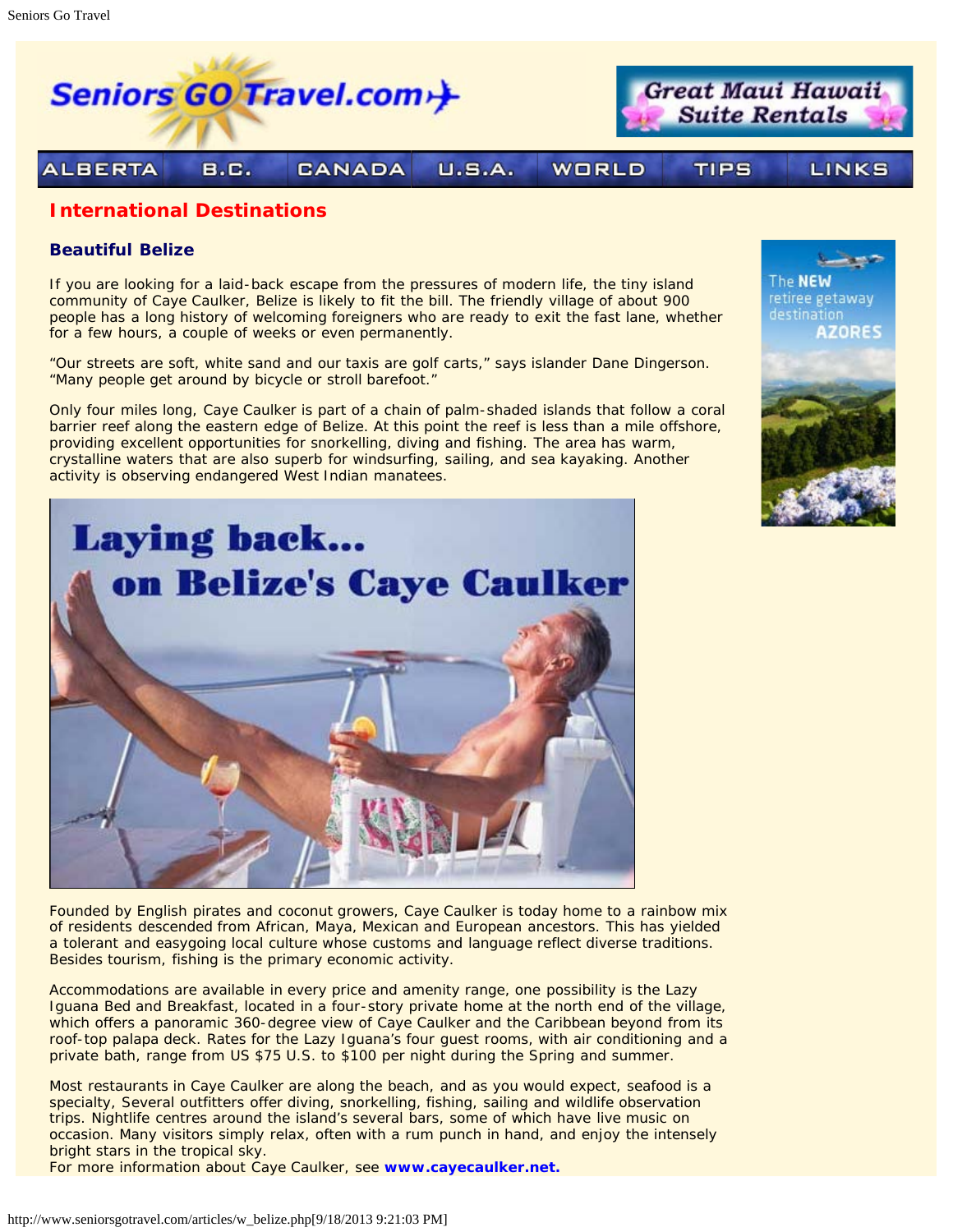## International Destinations

### Beautiful Belize

If you are looking for a laid-back escape from the pressures of modern life, the tiny island community of Caye Caulker, Belize is likely to fit the bill. The friendly village of about 900 people has a long history of welcoming foreigners who are ready to exit the fast lane, whether for a few hours, a couple of weeks or even permanently.

“Our streets are soft, white sand and our taxis are golf carts,” says islander Dane Dingerson. “Many people get around by bicycle or stroll barefoot.”

Only four miles long, Caye Caulker is part of a chain of palm-shaded islands that follow a coral barrier reef along the eastern edge of Belize. At this point the reef is less than a mile offshore, providing excellent opportunities for snorkelling, diving and fishing. The area has warm, crystalline waters that are also superb for windsurfing, sailing, and sea kayaking. Another activity is observing endangered West Indian manatees.

Founded by English pirates and coconut growers, Caye Caulker is today home to a rainbow mix of residents descended from African, Maya, Mexican and European ancestors. This has yielded a tolerant and easygoing local culture whose customs and language reflect diverse traditions. Besides tourism, fishing is the primary economic activity.

Accommodations are available in every price and amenity range, one possibility is the Lazy Iguana Bed and Breakfast, located in a four-story private home at the north end of the village, which offers a panoramic 360-degree view of Caye Caulker and the Caribbean beyond from its roof-top palapa deck. Rates for the Lazy Iguana’s four guest rooms, with air conditioning and a private bath, range from US $75 U.S. to $100 per night during the Spring and summer.

Most restaurants in Caye Caulker are along the beach, and as you would expect, seafood is a specialty, Several outfitters offer diving, snorkelling, fishing, sailing and wildlife observation trips. Nightlife centres around the island’s several bars, some of which have live music on occasion. Many visitors simply relax, often with a rum punch in hand, and enjoy the intensely bright stars in the tropical sky.

For more information about Caye Caulker, see **www.cayecaulker.net.**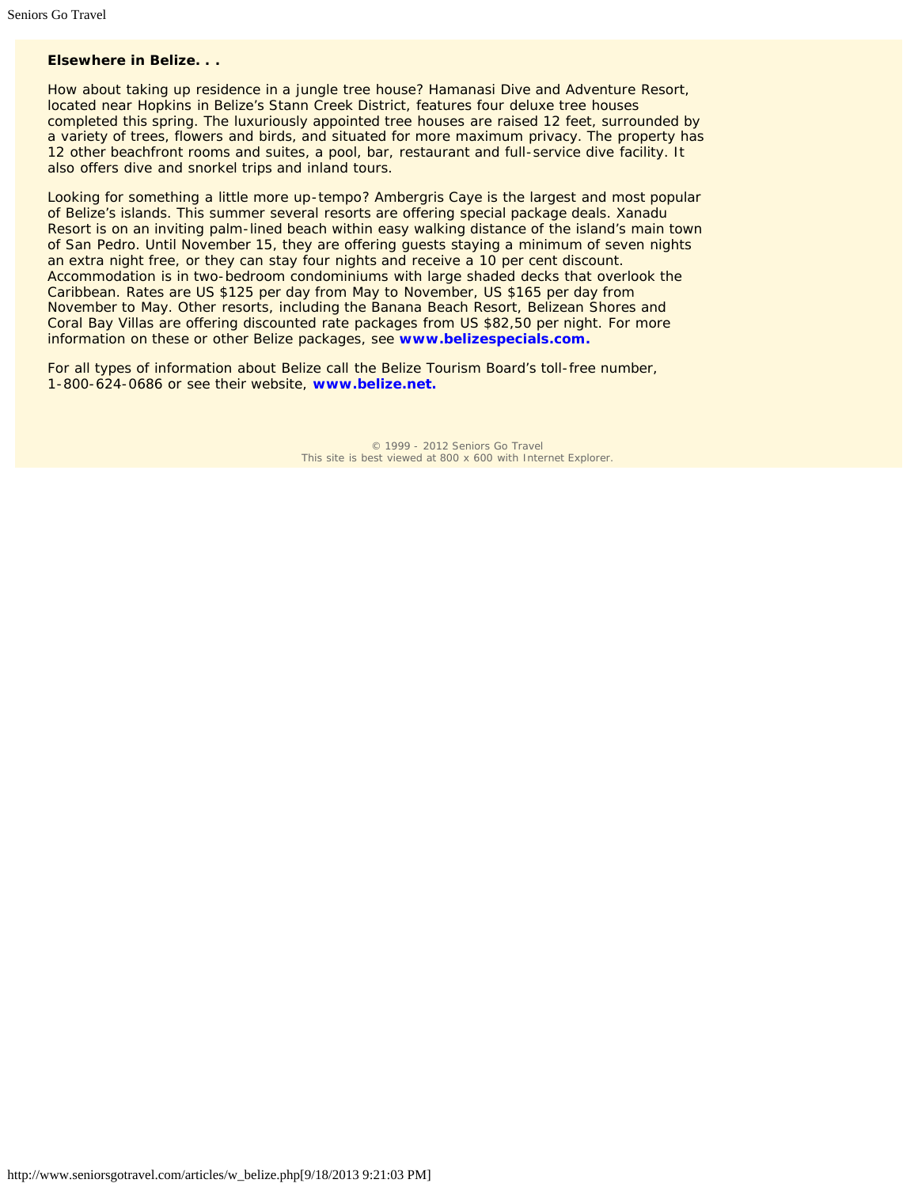**Elsewhere in Belize. . .**

How about taking up residence in a jungle tree house? Hamanasi Dive and Adventure Resort, located near Hopkins in Belize's Stann Creek District, features four deluxe tree houses completed this spring. The luxuriously appointed tree houses are raised 12 feet, surrounded by a variety of trees, flowers and birds, and situated for more maximum privacy. The property has 12 other beachfront rooms and suites, a pool, bar, restaurant and full-service dive facility. It also offers dive and snorkel trips and inland tours.

Looking for something a little more up-tempo? Ambergris Caye is the largest and most popular of Belize's islands. This summer several resorts are offering special package deals. Xanadu Resort is on an inviting palm-lined beach within easy walking distance of the island's main town of San Pedro. Until November 15, they are offering guests staying a minimum of seven nights an extra night free, or they can stay four nights and receive a 10 per cent discount. Accommodation is in two-bedroom condominiums with large shaded decks that overlook the Caribbean. Rates are US $125 per day from May to November, US $165 per day from November to May. Other resorts, including the Banana Beach Resort, Belizean Shores and Coral Bay Villas are offering discounted rate packages from US $82,50 per night. For more information on these or other Belize packages, see **www.belizespecials.com.**

For all types of information about Belize call the Belize Tourism Board's toll-free number, 1-800-624-0686 or see their website, **www.belize.net.**

© 1999 - 2012 Seniors Go Travel
This site is best viewed at 800 x 600 with Internet Explorer.